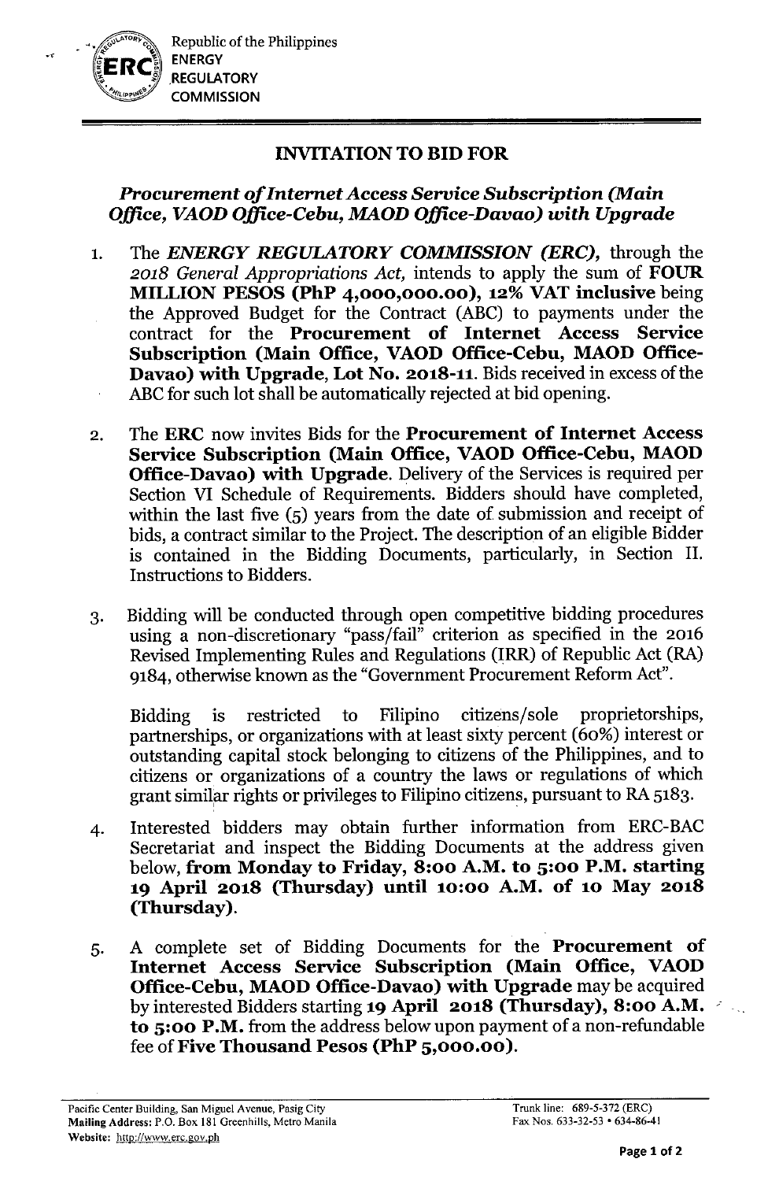Republic of the Philippines
ENERGY
REGULATORY
COMMISSION

# INVITATION TO BID FOR

## *Procurement of Internet Access Service Subscription (Main Office, VAOD Office-Cebu, MAOD Office-Davao) with Upgrade*

1. The ***ENERGY REGULATORY COMMISSION (ERC),*** through the *2018 General Appropriations Act,* intends to apply the sum of **FOUR MILLION PESOS (PhP 4,000,000.00), 12% VAT inclusive** being the Approved Budget for the Contract (ABC) to payments under the contract for the **Procurement of Internet Access Service Subscription (Main Office, VAOD Office-Cebu, MAOD Office-Davao) with Upgrade, Lot No. 2018-11.** Bids received in excess of the ABC for such lot shall be automatically rejected at bid opening.

2. The **ERC** now invites Bids for the **Procurement of Internet Access Service Subscription (Main Office, VAOD Office-Cebu, MAOD Office-Davao) with Upgrade**. Delivery of the Services is required per Section VI Schedule of Requirements. Bidders should have completed, within the last five (5) years from the date of submission and receipt of bids, a contract similar to the Project. The description of an eligible Bidder is contained in the Bidding Documents, particularly, in Section II. Instructions to Bidders.

3. Bidding will be conducted through open competitive bidding procedures using a non-discretionary "pass/fail" criterion as specified in the 2016 Revised Implementing Rules and Regulations (IRR) of Republic Act (RA) 9184, otherwise known as the "Government Procurement Reform Act".

   Bidding is restricted to Filipino citizens/sole proprietorships, partnerships, or organizations with at least sixty percent (60%) interest or outstanding capital stock belonging to citizens of the Philippines, and to citizens or organizations of a country the laws or regulations of which grant similar rights or privileges to Filipino citizens, pursuant to RA 5183.

4. Interested bidders may obtain further information from ERC-BAC Secretariat and inspect the Bidding Documents at the address given below, **from Monday to Friday, 8:00 A.M. to 5:00 P.M. starting 19 April 2018 (Thursday) until 10:00 A.M. of 10 May 2018 (Thursday).**

5. A complete set of Bidding Documents for the **Procurement of Internet Access Service Subscription (Main Office, VAOD Office-Cebu, MAOD Office-Davao) with Upgrade** may be acquired by interested Bidders starting **19 April 2018 (Thursday), 8:00 A.M. to 5:00 P.M.** from the address below upon payment of a non-refundable fee of **Five Thousand Pesos (PhP 5,000.00).**

Pacific Center Building, San Miguel Avenue, Pasig City
**Mailing Address:** P.O. Box 181 Greenhills, Metro Manila
**Website:** http://www.erc.gov.ph

Trunk line: 689-5-372 (ERC)
Fax Nos. 633-32-53 • 634-86-41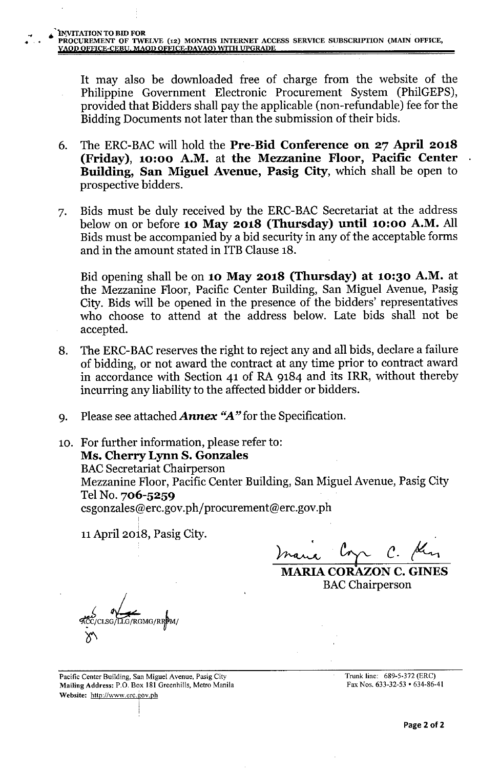It may also be downloaded free of charge from the website of the Philippine Government Electronic Procurement System (PhilGEPS), provided that Bidders shall pay the applicable (non-refundable) fee for the Bidding Documents not later than the submission of their bids.

6. The ERC-BAC will hold the **Pre-Bid Conference on 27 April 2018 (Friday), 10:00 A.M.** at **the Mezzanine Floor, Pacific Center Building, San Miguel Avenue, Pasig City**, which shall be open to prospective bidders.

7. Bids must be duly received by the ERC-BAC Secretariat at the address below on or before **10 May 2018 (Thursday) until 10:00 A.M.** All Bids must be accompanied by a bid security in any of the acceptable forms and in the amount stated in ITB Clause 18.

   Bid opening shall be on **10 May 2018 (Thursday) at 10:30 A.M.** at the Mezzanine Floor, Pacific Center Building, San Miguel Avenue, Pasig City. Bids will be opened in the presence of the bidders' representatives who choose to attend at the address below. Late bids shall not be accepted.

8. The ERC-BAC reserves the right to reject any and all bids, declare a failure of bidding, or not award the contract at any time prior to contract award in accordance with Section 41 of RA 9184 and its IRR, without thereby incurring any liability to the affected bidder or bidders.

9. Please see attached ***Annex "A"*** for the Specification.

10. For further information, please refer to:
    **Ms. Cherry Lynn S. Gonzales**
    BAC Secretariat Chairperson
    Mezzanine Floor, Pacific Center Building, San Miguel Avenue, Pasig City
    Tel No. **706-5259**
    csgonzales@erc.gov.ph/procurement@erc.gov.ph

11 April 2018, Pasig City.

**MARIA CORAZON C. GINES**
BAC Chairperson

ACC/CLSG/LLG/RGMG/RRPM/

Pacific Center Building, San Miguel Avenue, Pasig City
Mailing Address: P.O. Box 181 Greenhills, Metro Manila
Website: http://www.erc.gov.ph

Trunk line: 689-5-372 (ERC)
Fax Nos. 633-32-53 • 634-86-41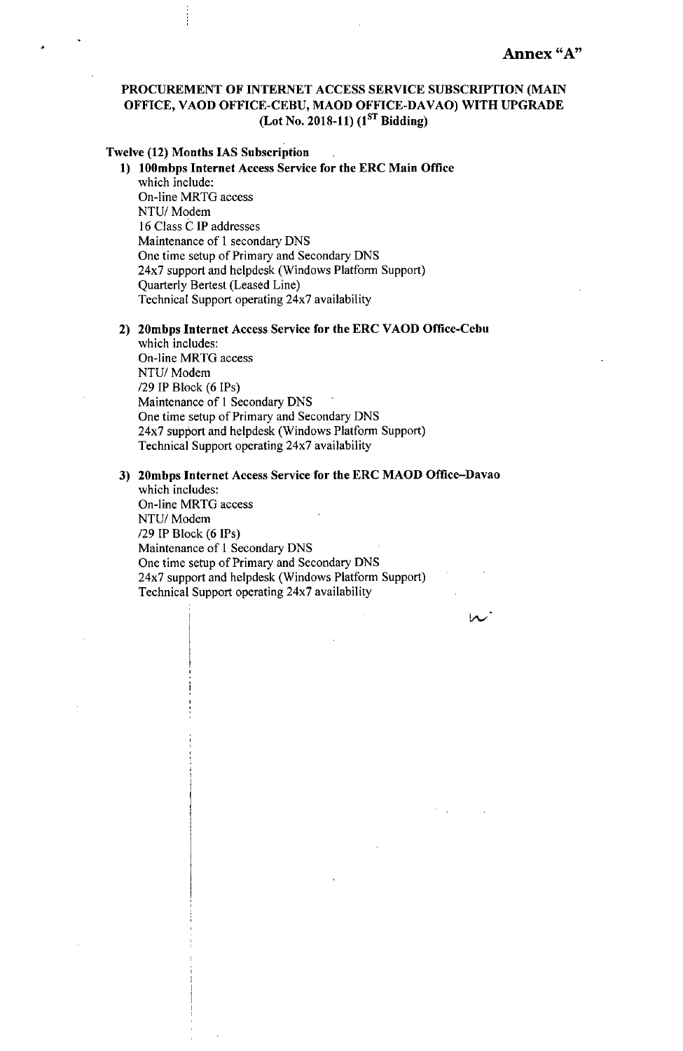**Annex "A"**

## PROCUREMENT OF INTERNET ACCESS SERVICE SUBSCRIPTION (MAIN OFFICE, VAOD OFFICE-CEBU, MAOD OFFICE-DAVAO) WITH UPGRADE (Lot No. 2018-11) (1ST Bidding)

**Twelve (12) Months IAS Subscription**

1) **100mbps Internet Access Service for the ERC Main Office**
   which include:
   On-line MRTG access
   NTU/ Modem
   16 Class C IP addresses
   Maintenance of 1 secondary DNS
   One time setup of Primary and Secondary DNS
   24x7 support and helpdesk (Windows Platform Support)
   Quarterly Bertest (Leased Line)
   Technical Support operating 24x7 availability

2) **20mbps Internet Access Service for the ERC VAOD Office-Cebu**
   which includes:
   On-line MRTG access
   NTU/ Modem
   /29 IP Block (6 IPs)
   Maintenance of 1 Secondary DNS
   One time setup of Primary and Secondary DNS
   24x7 support and helpdesk (Windows Platform Support)
   Technical Support operating 24x7 availability

3) **20mbps Internet Access Service for the ERC MAOD Office–Davao**
   which includes:
   On-line MRTG access
   NTU/ Modem
   /29 IP Block (6 IPs)
   Maintenance of 1 Secondary DNS
   One time setup of Primary and Secondary DNS
   24x7 support and helpdesk (Windows Platform Support)
   Technical Support operating 24x7 availability